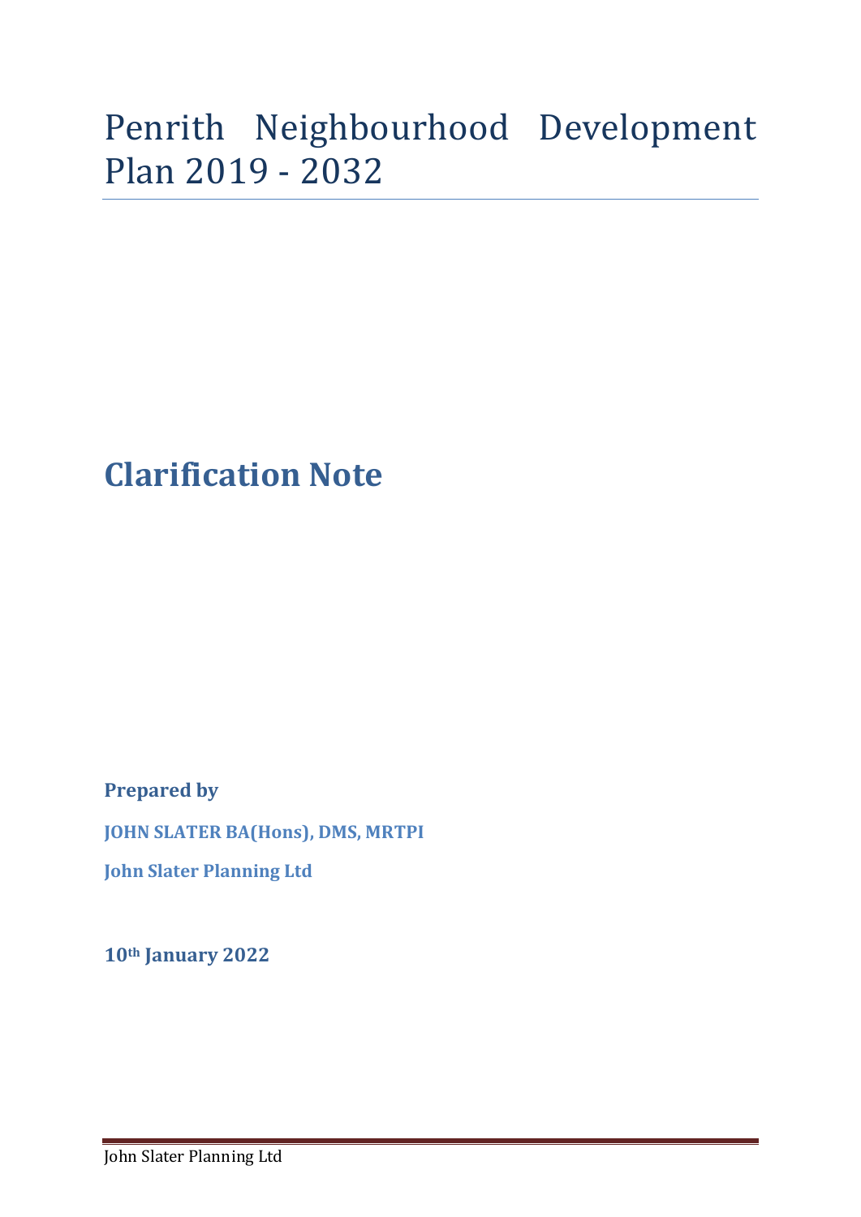# Penrith Neighbourhood Development Plan 2019 - 2032

## Clarification Note

**Prepared by**

**JOHN SLATER BA(Hons), DMS, MRTPI**

**John Slater Planning Ltd**

**10th January 2022**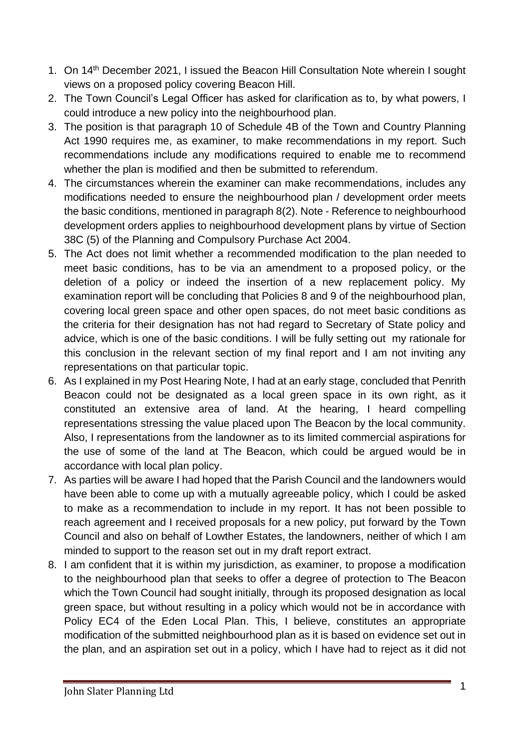1. On 14th December 2021, I issued the Beacon Hill Consultation Note wherein I sought views on a proposed policy covering Beacon Hill.
2. The Town Council's Legal Officer has asked for clarification as to, by what powers, I could introduce a new policy into the neighbourhood plan.
3. The position is that paragraph 10 of Schedule 4B of the Town and Country Planning Act 1990 requires me, as examiner, to make recommendations in my report. Such recommendations include any modifications required to enable me to recommend whether the plan is modified and then be submitted to referendum.
4. The circumstances wherein the examiner can make recommendations, includes any modifications needed to ensure the neighbourhood plan / development order meets the basic conditions, mentioned in paragraph 8(2). Note - Reference to neighbourhood development orders applies to neighbourhood development plans by virtue of Section 38C (5) of the Planning and Compulsory Purchase Act 2004.
5. The Act does not limit whether a recommended modification to the plan needed to meet basic conditions, has to be via an amendment to a proposed policy, or the deletion of a policy or indeed the insertion of a new replacement policy. My examination report will be concluding that Policies 8 and 9 of the neighbourhood plan, covering local green space and other open spaces, do not meet basic conditions as the criteria for their designation has not had regard to Secretary of State policy and advice, which is one of the basic conditions. I will be fully setting out my rationale for this conclusion in the relevant section of my final report and I am not inviting any representations on that particular topic.
6. As I explained in my Post Hearing Note, I had at an early stage, concluded that Penrith Beacon could not be designated as a local green space in its own right, as it constituted an extensive area of land. At the hearing, I heard compelling representations stressing the value placed upon The Beacon by the local community. Also, I representations from the landowner as to its limited commercial aspirations for the use of some of the land at The Beacon, which could be argued would be in accordance with local plan policy.
7. As parties will be aware I had hoped that the Parish Council and the landowners would have been able to come up with a mutually agreeable policy, which I could be asked to make as a recommendation to include in my report. It has not been possible to reach agreement and I received proposals for a new policy, put forward by the Town Council and also on behalf of Lowther Estates, the landowners, neither of which I am minded to support to the reason set out in my draft report extract.
8. I am confident that it is within my jurisdiction, as examiner, to propose a modification to the neighbourhood plan that seeks to offer a degree of protection to The Beacon which the Town Council had sought initially, through its proposed designation as local green space, but without resulting in a policy which would not be in accordance with Policy EC4 of the Eden Local Plan. This, I believe, constitutes an appropriate modification of the submitted neighbourhood plan as it is based on evidence set out in the plan, and an aspiration set out in a policy, which I have had to reject as it did not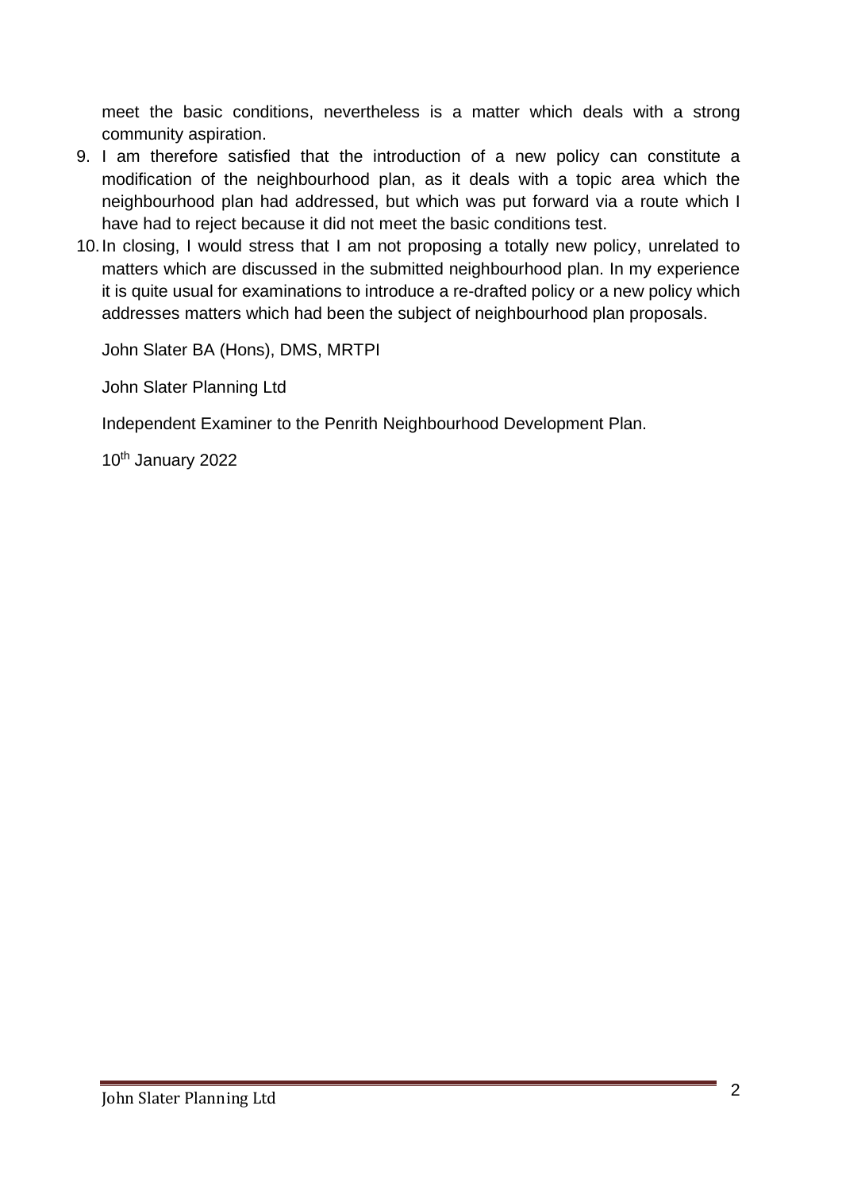meet the basic conditions, nevertheless is a matter which deals with a strong community aspiration.

9. I am therefore satisfied that the introduction of a new policy can constitute a modification of the neighbourhood plan, as it deals with a topic area which the neighbourhood plan had addressed, but which was put forward via a route which I have had to reject because it did not meet the basic conditions test.
10. In closing, I would stress that I am not proposing a totally new policy, unrelated to matters which are discussed in the submitted neighbourhood plan. In my experience it is quite usual for examinations to introduce a re-drafted policy or a new policy which addresses matters which had been the subject of neighbourhood plan proposals.

John Slater BA (Hons), DMS, MRTPI

John Slater Planning Ltd

Independent Examiner to the Penrith Neighbourhood Development Plan.

10th January 2022